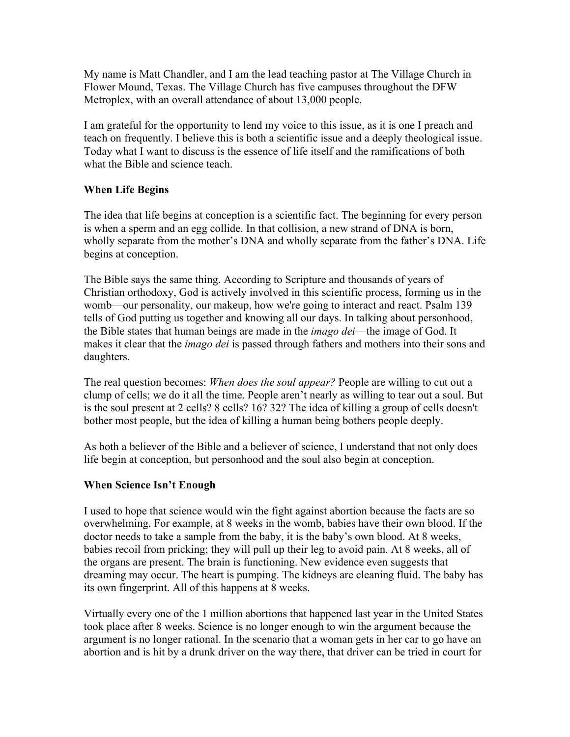My name is Matt Chandler, and I am the lead teaching pastor at The Village Church in Flower Mound, Texas. The Village Church has five campuses throughout the DFW Metroplex, with an overall attendance of about 13,000 people.

I am grateful for the opportunity to lend my voice to this issue, as it is one I preach and teach on frequently. I believe this is both a scientific issue and a deeply theological issue. Today what I want to discuss is the essence of life itself and the ramifications of both what the Bible and science teach.

**When Life Begins**

The idea that life begins at conception is a scientific fact. The beginning for every person is when a sperm and an egg collide. In that collision, a new strand of DNA is born, wholly separate from the mother's DNA and wholly separate from the father's DNA. Life begins at conception.

The Bible says the same thing. According to Scripture and thousands of years of Christian orthodoxy, God is actively involved in this scientific process, forming us in the womb—our personality, our makeup, how we're going to interact and react. Psalm 139 tells of God putting us together and knowing all our days. In talking about personhood, the Bible states that human beings are made in the *imago dei*—the image of God. It makes it clear that the *imago dei* is passed through fathers and mothers into their sons and daughters.

The real question becomes: *When does the soul appear?* People are willing to cut out a clump of cells; we do it all the time. People aren't nearly as willing to tear out a soul. But is the soul present at 2 cells? 8 cells? 16? 32? The idea of killing a group of cells doesn't bother most people, but the idea of killing a human being bothers people deeply.

As both a believer of the Bible and a believer of science, I understand that not only does life begin at conception, but personhood and the soul also begin at conception.

**When Science Isn't Enough**

I used to hope that science would win the fight against abortion because the facts are so overwhelming. For example, at 8 weeks in the womb, babies have their own blood. If the doctor needs to take a sample from the baby, it is the baby's own blood. At 8 weeks, babies recoil from pricking; they will pull up their leg to avoid pain. At 8 weeks, all of the organs are present. The brain is functioning. New evidence even suggests that dreaming may occur. The heart is pumping. The kidneys are cleaning fluid. The baby has its own fingerprint. All of this happens at 8 weeks.

Virtually every one of the 1 million abortions that happened last year in the United States took place after 8 weeks. Science is no longer enough to win the argument because the argument is no longer rational. In the scenario that a woman gets in her car to go have an abortion and is hit by a drunk driver on the way there, that driver can be tried in court for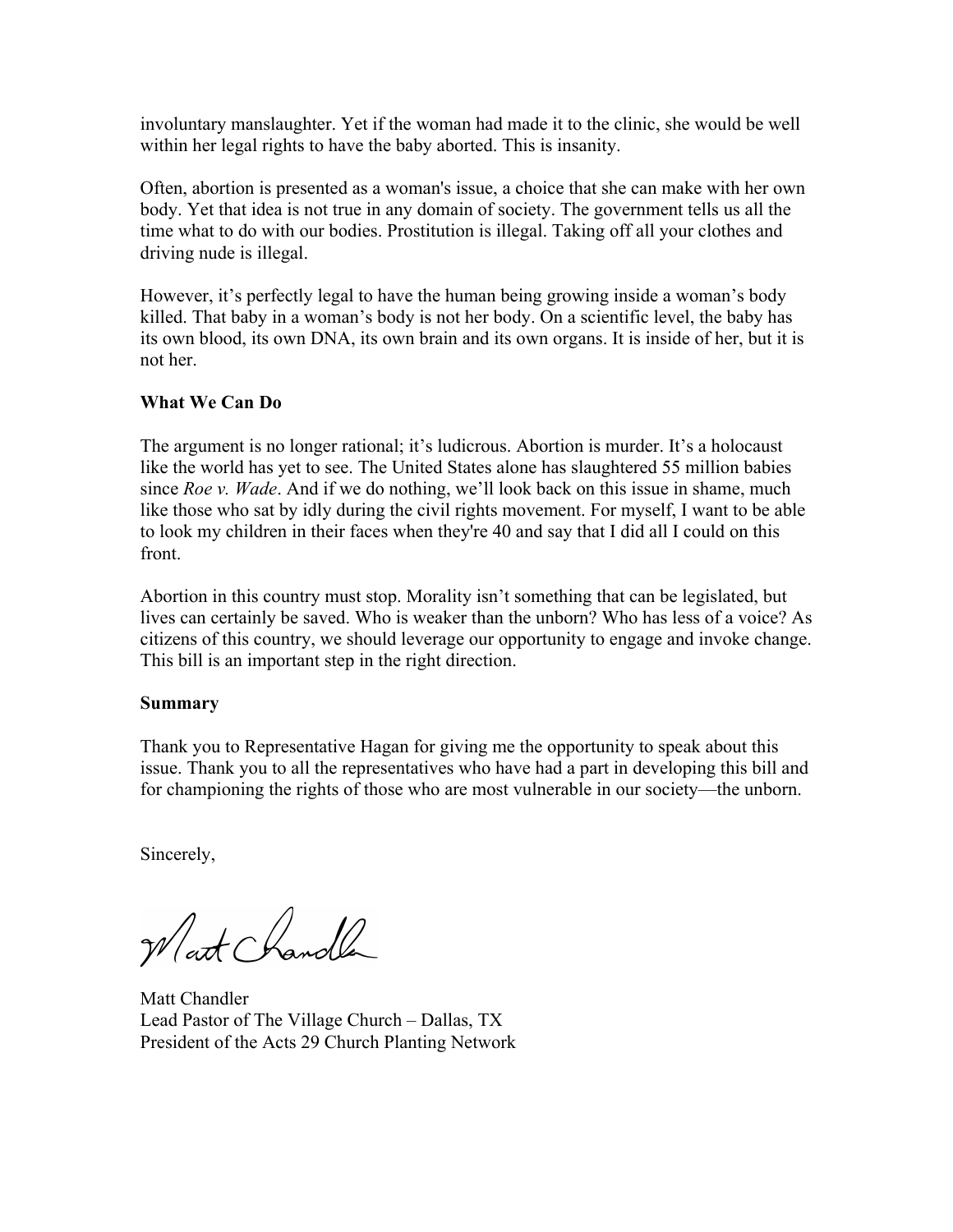involuntary manslaughter. Yet if the woman had made it to the clinic, she would be well within her legal rights to have the baby aborted. This is insanity.

Often, abortion is presented as a woman's issue, a choice that she can make with her own body. Yet that idea is not true in any domain of society. The government tells us all the time what to do with our bodies. Prostitution is illegal. Taking off all your clothes and driving nude is illegal.

However, it's perfectly legal to have the human being growing inside a woman's body killed. That baby in a woman's body is not her body. On a scientific level, the baby has its own blood, its own DNA, its own brain and its own organs. It is inside of her, but it is not her.

**What We Can Do**

The argument is no longer rational; it's ludicrous. Abortion is murder. It's a holocaust like the world has yet to see. The United States alone has slaughtered 55 million babies since *Roe v. Wade*. And if we do nothing, we'll look back on this issue in shame, much like those who sat by idly during the civil rights movement. For myself, I want to be able to look my children in their faces when they're 40 and say that I did all I could on this front.

Abortion in this country must stop. Morality isn't something that can be legislated, but lives can certainly be saved. Who is weaker than the unborn? Who has less of a voice? As citizens of this country, we should leverage our opportunity to engage and invoke change. This bill is an important step in the right direction.

**Summary**

Thank you to Representative Hagan for giving me the opportunity to speak about this issue. Thank you to all the representatives who have had a part in developing this bill and for championing the rights of those who are most vulnerable in our society—the unborn.

Sincerely,

Matt Chandler
Lead Pastor of The Village Church – Dallas, TX
President of the Acts 29 Church Planting Network